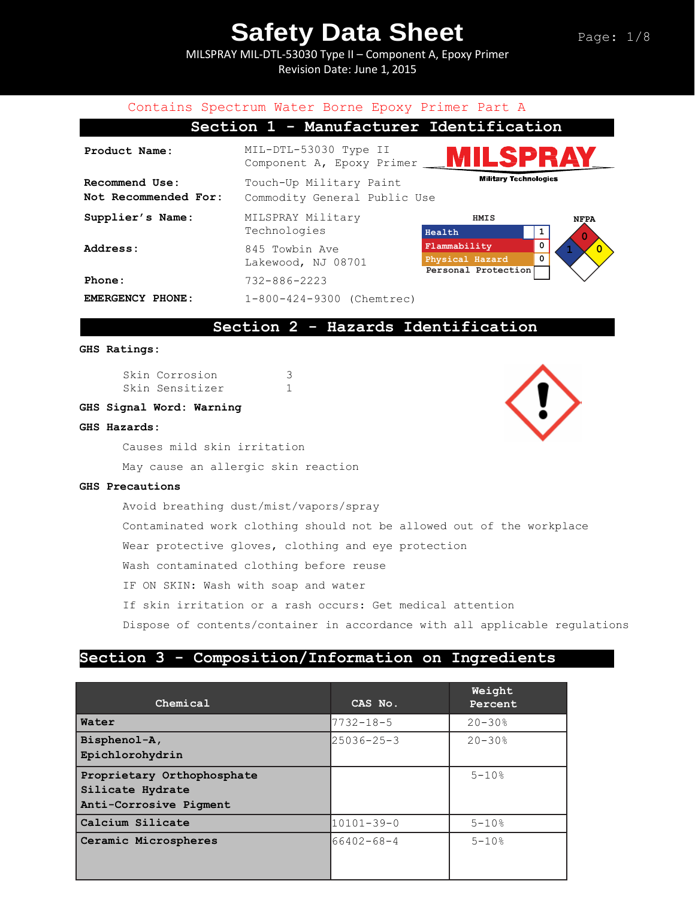# Safety Data Sheet

MILSPRAY MIL-DTL-53030 Type II – Component A, Epoxy Primer
Revision Date: June 1, 2015

Contains Spectrum Water Borne Epoxy Primer Part A

## Section 1 - Manufacturer Identification

**Product Name:** MIL-DTL-53030 Type II Component A, Epoxy Primer

**Recommend Use:** Touch-Up Military Paint
**Not Recommended For:** Commodity General Public Use

**Supplier's Name:** MILSPRAY Military Technologies

**Address:** 845 Towbin Ave
Lakewood, NJ 08701

**Phone:** 732-886-2223

**EMERGENCY PHONE:** 1-800-424-9300 (Chemtrec)

MILSPRAY Military Technologies

**HMIS**

| | |
|---|---|
| Health | 1 |
| Flammability | 0 |
| Physical Hazard | 0 |
| Personal Protection | |

**NFPA**: Flammability 0, Health 1, Reactivity 0

## Section 2 - Hazards Identification

**GHS Ratings:**

Skin Corrosion 3
Skin Sensitizer 1

**GHS Signal Word: Warning**

**GHS Hazards:**

Causes mild skin irritation

May cause an allergic skin reaction

**GHS Precautions**

Avoid breathing dust/mist/vapors/spray

Contaminated work clothing should not be allowed out of the workplace

Wear protective gloves, clothing and eye protection

Wash contaminated clothing before reuse

IF ON SKIN: Wash with soap and water

If skin irritation or a rash occurs: Get medical attention

Dispose of contents/container in accordance with all applicable regulations

## Section 3 - Composition/Information on Ingredients

| Chemical | CAS No. | Weight Percent |
|---|---|---|
| **Water** | 7732-18-5 | 20-30% |
| **Bisphenol-A, Epichlorohydrin** | 25036-25-3 | 20-30% |
| **Proprietary Orthophosphate Silicate Hydrate Anti-Corrosive Pigment** | | 5-10% |
| **Calcium Silicate** | 10101-39-0 | 5-10% |
| **Ceramic Microspheres** | 66402-68-4 | 5-10% |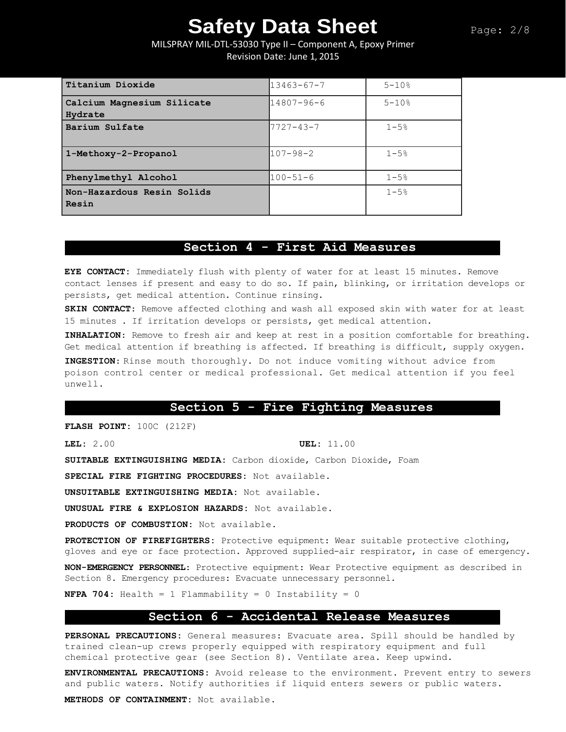| | | |
|---|---|---|
| **Titanium Dioxide** | 13463-67-7 | 5-10% |
| **Calcium Magnesium Silicate Hydrate** | 14807-96-6 | 5-10% |
| **Barium Sulfate** | 7727-43-7 | 1-5% |
| **1-Methoxy-2-Propanol** | 107-98-2 | 1-5% |
| **Phenylmethyl Alcohol** | 100-51-6 | 1-5% |
| **Non-Hazardous Resin Solids Resin** | | 1-5% |

## Section 4 - First Aid Measures

**EYE CONTACT:** Immediately flush with plenty of water for at least 15 minutes. Remove contact lenses if present and easy to do so. If pain, blinking, or irritation develops or persists, get medical attention. Continue rinsing.

**SKIN CONTACT:** Remove affected clothing and wash all exposed skin with water for at least 15 minutes . If irritation develops or persists, get medical attention.

**INHALATION:** Remove to fresh air and keep at rest in a position comfortable for breathing. Get medical attention if breathing is affected. If breathing is difficult, supply oxygen.

**INGESTION:** Rinse mouth thoroughly. Do not induce vomiting without advice from poison control center or medical professional. Get medical attention if you feel unwell.

## Section 5 - Fire Fighting Measures

**FLASH POINT:** 100C (212F)

**LEL:** 2.00

**UEL:** 11.00

**SUITABLE EXTINGUISHING MEDIA:** Carbon dioxide, Carbon Dioxide, Foam

**SPECIAL FIRE FIGHTING PROCEDURES:** Not available.

**UNSUITABLE EXTINGUISHING MEDIA:** Not available.

**UNUSUAL FIRE & EXPLOSION HAZARDS:** Not available.

**PRODUCTS OF COMBUSTION:** Not available.

**PROTECTION OF FIREFIGHTERS:** Protective equipment: Wear suitable protective clothing, gloves and eye or face protection. Approved supplied-air respirator, in case of emergency.

**NON-EMERGENCY PERSONNEL:** Protective equipment: Wear Protective equipment as described in Section 8. Emergency procedures: Evacuate unnecessary personnel.

**NFPA 704:** Health = 1 Flammability = 0 Instability = 0

## Section 6 - Accidental Release Measures

**PERSONAL PRECAUTIONS:** General measures: Evacuate area. Spill should be handled by trained clean-up crews properly equipped with respiratory equipment and full chemical protective gear (see Section 8). Ventilate area. Keep upwind.

**ENVIRONMENTAL PRECAUTIONS:** Avoid release to the environment. Prevent entry to sewers and public waters. Notify authorities if liquid enters sewers or public waters.

**METHODS OF CONTAINMENT:** Not available.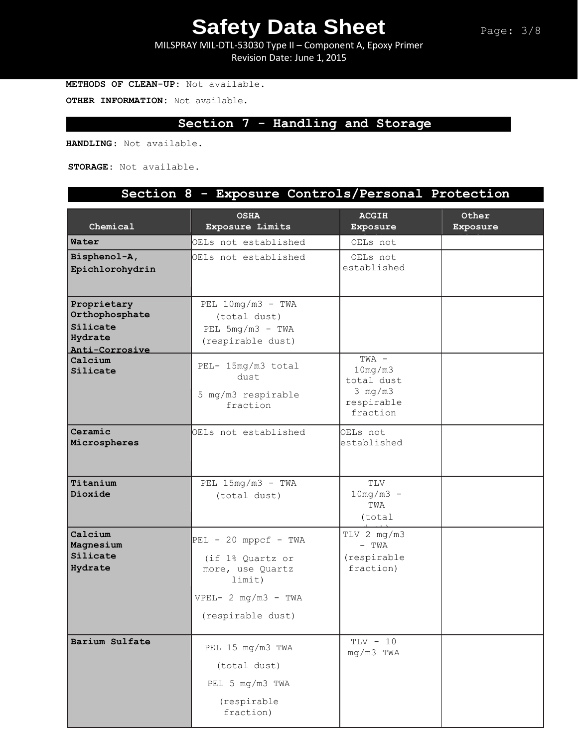**METHODS OF CLEAN-UP:** Not available.

**OTHER INFORMATION:** Not available.

## Section 7 - Handling and Storage

**HANDLING:** Not available.

**STORAGE:** Not available.

## Section 8 - Exposure Controls/Personal Protection

| Chemical | OSHA Exposure Limits | ACGIH Exposure Limits | Other Exposure Limits |
|---|---|---|---|
| **Water** | OELs not established | OELs not | |
| **Bisphenol-A, Epichlorohydrin** | OELs not established | OELs not established | |
| **Proprietary Orthophosphate Silicate Hydrate Anti-Corrosive** | PEL 10mg/m3 - TWA (total dust) PEL 5mg/m3 - TWA (respirable dust) | | |
| **Calcium Silicate** | PEL- 15mg/m3 total dust 5 mg/m3 respirable fraction | TWA - 10mg/m3 total dust 3 mg/m3 respirable fraction | |
| **Ceramic Microspheres** | OELs not established | OELs not established | |
| **Titanium Dioxide** | PEL 15mg/m3 - TWA (total dust) | TLV 10mg/m3 - TWA (total dust) | |
| **Calcium Magnesium Silicate Hydrate** | PEL - 20 mppcf - TWA (if 1% Quartz or more, use Quartz limit) VPEL- 2 mg/m3 - TWA (respirable dust) | TLV 2 mg/m3 - TWA (respirable fraction) | |
| **Barium Sulfate** | PEL 15 mg/m3 TWA (total dust) PEL 5 mg/m3 TWA (respirable fraction) | TLV - 10 mg/m3 TWA | |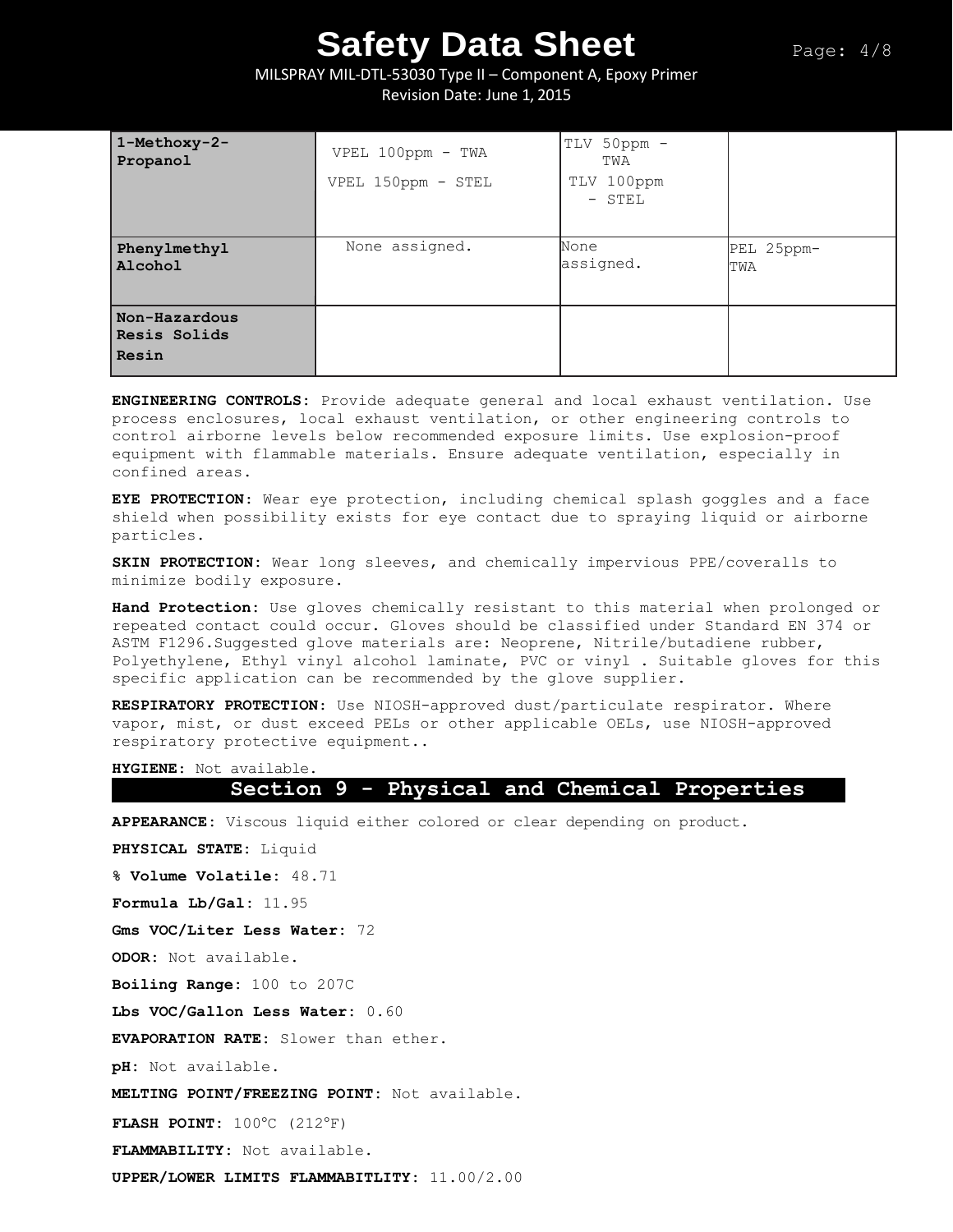| | | | |
|---|---|---|---|
| **1-Methoxy-2-Propanol** | VPEL 100ppm - TWA<br>VPEL 150ppm - STEL | TLV 50ppm - TWA<br>TLV 100ppm - STEL | |
| **Phenylmethyl Alcohol** | None assigned. | None assigned. | PEL 25ppm-TWA |
| **Non-Hazardous Resis Solids Resin** | | | |

**ENGINEERING CONTROLS:** Provide adequate general and local exhaust ventilation. Use process enclosures, local exhaust ventilation, or other engineering controls to control airborne levels below recommended exposure limits. Use explosion-proof equipment with flammable materials. Ensure adequate ventilation, especially in confined areas.

**EYE PROTECTION:** Wear eye protection, including chemical splash goggles and a face shield when possibility exists for eye contact due to spraying liquid or airborne particles.

**SKIN PROTECTION:** Wear long sleeves, and chemically impervious PPE/coveralls to minimize bodily exposure.

**Hand Protection:** Use gloves chemically resistant to this material when prolonged or repeated contact could occur. Gloves should be classified under Standard EN 374 or ASTM F1296.Suggested glove materials are: Neoprene, Nitrile/butadiene rubber, Polyethylene, Ethyl vinyl alcohol laminate, PVC or vinyl . Suitable gloves for this specific application can be recommended by the glove supplier.

**RESPIRATORY PROTECTION:** Use NIOSH-approved dust/particulate respirator. Where vapor, mist, or dust exceed PELs or other applicable OELs, use NIOSH-approved respiratory protective equipment..

**HYGIENE:** Not available.

## Section 9 - Physical and Chemical Properties

**APPEARANCE:** Viscous liquid either colored or clear depending on product.

**PHYSICAL STATE:** Liquid

**% Volume Volatile:** 48.71

**Formula Lb/Gal:** 11.95

**Gms VOC/Liter Less Water:** 72

**ODOR:** Not available.

**Boiling Range:** 100 to 207C

**Lbs VOC/Gallon Less Water:** 0.60

**EVAPORATION RATE:** Slower than ether.

**pH:** Not available.

**MELTING POINT/FREEZING POINT:** Not available.

**FLASH POINT:** 100°C (212°F)

**FLAMMABILITY:** Not available.

**UPPER/LOWER LIMITS FLAMMABITLITY:** 11.00/2.00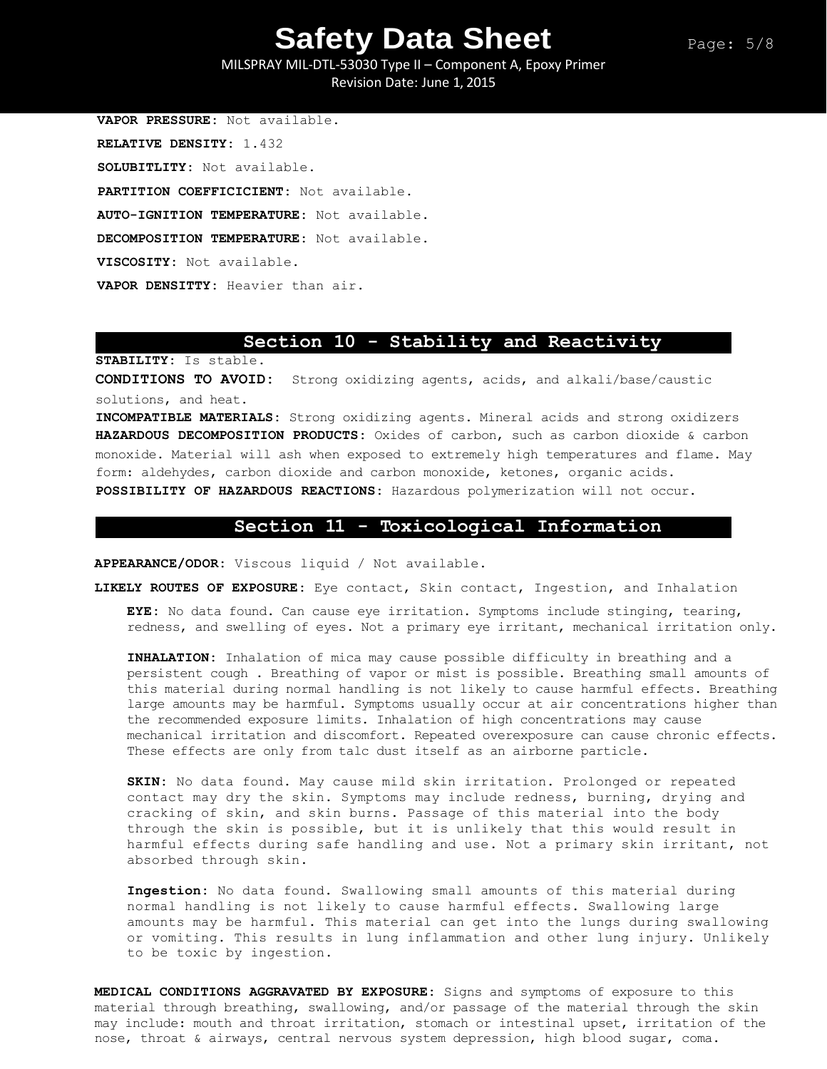**VAPOR PRESSURE:** Not available.

**RELATIVE DENSITY:** 1.432

**SOLUBITLITY:** Not available.

**PARTITION COEFFICICIENT:** Not available.

**AUTO-IGNITION TEMPERATURE:** Not available.

**DECOMPOSITION TEMPERATURE:** Not available.

**VISCOSITY:** Not available.

**VAPOR DENSITTY:** Heavier than air.

## Section 10 - Stability and Reactivity

**STABILITY:** Is stable.

**CONDITIONS TO AVOID:** Strong oxidizing agents, acids, and alkali/base/caustic solutions, and heat.

**INCOMPATIBLE MATERIALS:** Strong oxidizing agents. Mineral acids and strong oxidizers

**HAZARDOUS DECOMPOSITION PRODUCTS:** Oxides of carbon, such as carbon dioxide & carbon monoxide. Material will ash when exposed to extremely high temperatures and flame. May form: aldehydes, carbon dioxide and carbon monoxide, ketones, organic acids.

**POSSIBILITY OF HAZARDOUS REACTIONS:** Hazardous polymerization will not occur.

## Section 11 - Toxicological Information

**APPEARANCE/ODOR:** Viscous liquid / Not available.

**LIKELY ROUTES OF EXPOSURE:** Eye contact, Skin contact, Ingestion, and Inhalation

**EYE:** No data found. Can cause eye irritation. Symptoms include stinging, tearing, redness, and swelling of eyes. Not a primary eye irritant, mechanical irritation only.

**INHALATION:** Inhalation of mica may cause possible difficulty in breathing and a persistent cough . Breathing of vapor or mist is possible. Breathing small amounts of this material during normal handling is not likely to cause harmful effects. Breathing large amounts may be harmful. Symptoms usually occur at air concentrations higher than the recommended exposure limits. Inhalation of high concentrations may cause mechanical irritation and discomfort. Repeated overexposure can cause chronic effects. These effects are only from talc dust itself as an airborne particle.

**SKIN:** No data found. May cause mild skin irritation. Prolonged or repeated contact may dry the skin. Symptoms may include redness, burning, drying and cracking of skin, and skin burns. Passage of this material into the body through the skin is possible, but it is unlikely that this would result in harmful effects during safe handling and use. Not a primary skin irritant, not absorbed through skin.

**Ingestion:** No data found. Swallowing small amounts of this material during normal handling is not likely to cause harmful effects. Swallowing large amounts may be harmful. This material can get into the lungs during swallowing or vomiting. This results in lung inflammation and other lung injury. Unlikely to be toxic by ingestion.

**MEDICAL CONDITIONS AGGRAVATED BY EXPOSURE:** Signs and symptoms of exposure to this material through breathing, swallowing, and/or passage of the material through the skin may include: mouth and throat irritation, stomach or intestinal upset, irritation of the nose, throat & airways, central nervous system depression, high blood sugar, coma.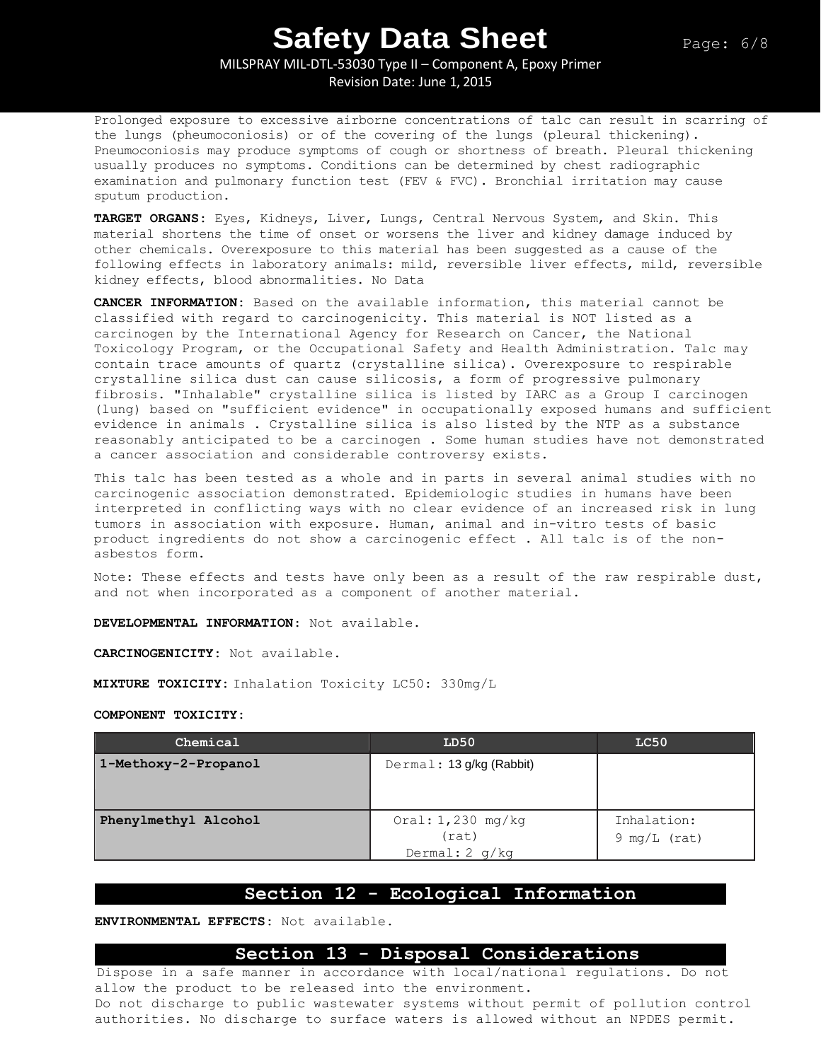Prolonged exposure to excessive airborne concentrations of talc can result in scarring of the lungs (pheumoconiosis) or of the covering of the lungs (pleural thickening). Pneumoconiosis may produce symptoms of cough or shortness of breath. Pleural thickening usually produces no symptoms. Conditions can be determined by chest radiographic examination and pulmonary function test (FEV & FVC). Bronchial irritation may cause sputum production.

**TARGET ORGANS:** Eyes, Kidneys, Liver, Lungs, Central Nervous System, and Skin. This material shortens the time of onset or worsens the liver and kidney damage induced by other chemicals. Overexposure to this material has been suggested as a cause of the following effects in laboratory animals: mild, reversible liver effects, mild, reversible kidney effects, blood abnormalities. No Data

**CANCER INFORMATION:** Based on the available information, this material cannot be classified with regard to carcinogenicity. This material is NOT listed as a carcinogen by the International Agency for Research on Cancer, the National Toxicology Program, or the Occupational Safety and Health Administration. Talc may contain trace amounts of quartz (crystalline silica). Overexposure to respirable crystalline silica dust can cause silicosis, a form of progressive pulmonary fibrosis. "Inhalable" crystalline silica is listed by IARC as a Group I carcinogen (lung) based on "sufficient evidence" in occupationally exposed humans and sufficient evidence in animals . Crystalline silica is also listed by the NTP as a substance reasonably anticipated to be a carcinogen . Some human studies have not demonstrated a cancer association and considerable controversy exists.

This talc has been tested as a whole and in parts in several animal studies with no carcinogenic association demonstrated. Epidemiologic studies in humans have been interpreted in conflicting ways with no clear evidence of an increased risk in lung tumors in association with exposure. Human, animal and in-vitro tests of basic product ingredients do not show a carcinogenic effect . All talc is of the non-asbestos form.

Note: These effects and tests have only been as a result of the raw respirable dust, and not when incorporated as a component of another material.

**DEVELOPMENTAL INFORMATION:** Not available.

**CARCINOGENICITY:** Not available.

**MIXTURE TOXICITY:** Inhalation Toxicity LC50: 330mg/L

**COMPONENT TOXICITY:**

| Chemical | LD50 | LC50 |
|---|---|---|
| 1-Methoxy-2-Propanol | Dermal: 13 g/kg (Rabbit) | |
| Phenylmethyl Alcohol | Oral: 1,230 mg/kg (rat) Dermal: 2 g/kg | Inhalation: 9 mg/L (rat) |

## Section 12 - Ecological Information

**ENVIRONMENTAL EFFECTS:** Not available.

## Section 13 - Disposal Considerations

Dispose in a safe manner in accordance with local/national regulations. Do not allow the product to be released into the environment.
Do not discharge to public wastewater systems without permit of pollution control authorities. No discharge to surface waters is allowed without an NPDES permit.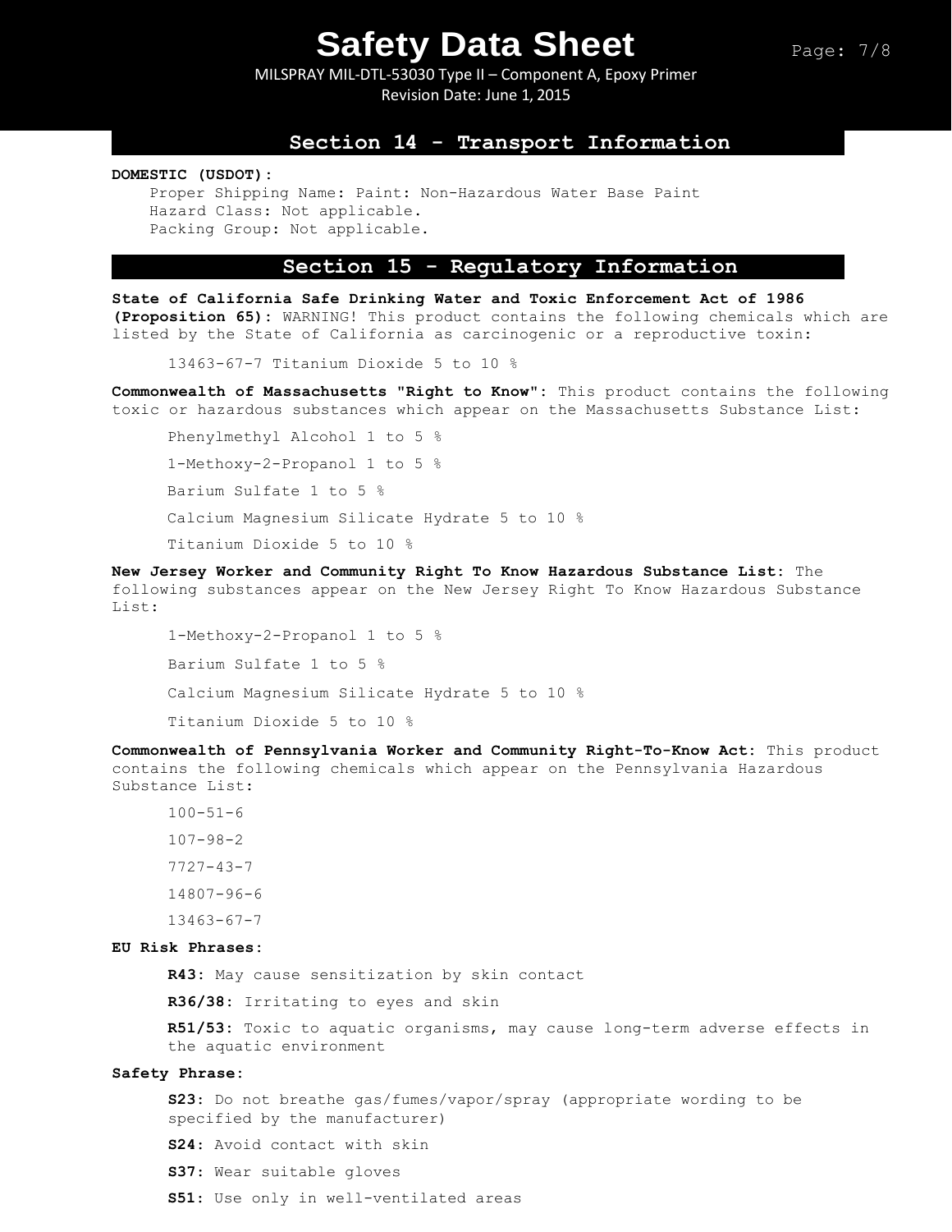## Section 14 - Transport Information

**DOMESTIC (USDOT):**

Proper Shipping Name: Paint: Non-Hazardous Water Base Paint
Hazard Class: Not applicable.
Packing Group: Not applicable.

## Section 15 - Regulatory Information

**State of California Safe Drinking Water and Toxic Enforcement Act of 1986 (Proposition 65):** WARNING! This product contains the following chemicals which are listed by the State of California as carcinogenic or a reproductive toxin:

13463-67-7 Titanium Dioxide 5 to 10 %

**Commonwealth of Massachusetts "Right to Know":** This product contains the following toxic or hazardous substances which appear on the Massachusetts Substance List:

Phenylmethyl Alcohol 1 to 5 %

1-Methoxy-2-Propanol 1 to 5 %

Barium Sulfate 1 to 5 %

Calcium Magnesium Silicate Hydrate 5 to 10 %

Titanium Dioxide 5 to 10 %

**New Jersey Worker and Community Right To Know Hazardous Substance List:** The following substances appear on the New Jersey Right To Know Hazardous Substance List:

1-Methoxy-2-Propanol 1 to 5 %

Barium Sulfate 1 to 5 %

Calcium Magnesium Silicate Hydrate 5 to 10 %

Titanium Dioxide 5 to 10 %

**Commonwealth of Pennsylvania Worker and Community Right-To-Know Act:** This product contains the following chemicals which appear on the Pennsylvania Hazardous Substance List:

100-51-6

107-98-2

7727-43-7

14807-96-6

13463-67-7

**EU Risk Phrases:**

**R43:** May cause sensitization by skin contact

**R36/38:** Irritating to eyes and skin

**R51/53:** Toxic to aquatic organisms, may cause long-term adverse effects in the aquatic environment

**Safety Phrase:**

**S23:** Do not breathe gas/fumes/vapor/spray (appropriate wording to be specified by the manufacturer)

**S24:** Avoid contact with skin

**S37:** Wear suitable gloves

**S51:** Use only in well-ventilated areas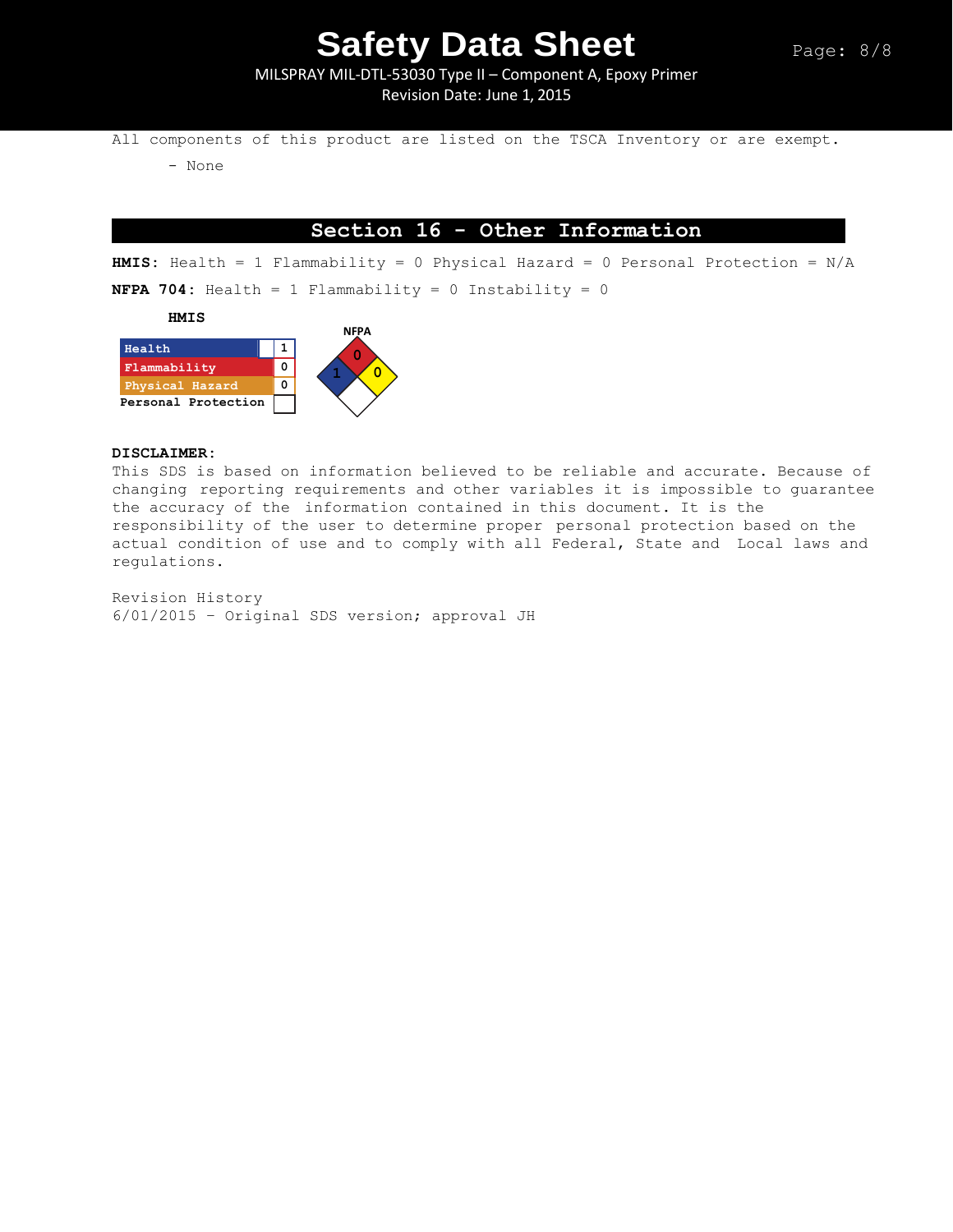All components of this product are listed on the TSCA Inventory or are exempt.

- None

## Section 16 - Other Information

**HMIS:** Health = 1 Flammability = 0 Physical Hazard = 0 Personal Protection = N/A

**NFPA 704:** Health = 1 Flammability = 0 Instability = 0

**HMIS**

| | |
|---|---|
| Health | 1 |
| Flammability | 0 |
| Physical Hazard | 0 |
| Personal Protection | |

NFPA

0

1

0

**DISCLAIMER:**

This SDS is based on information believed to be reliable and accurate. Because of changing reporting requirements and other variables it is impossible to guarantee the accuracy of the information contained in this document. It is the responsibility of the user to determine proper personal protection based on the actual condition of use and to comply with all Federal, State and Local laws and regulations.

Revision History

6/01/2015 – Original SDS version; approval JH